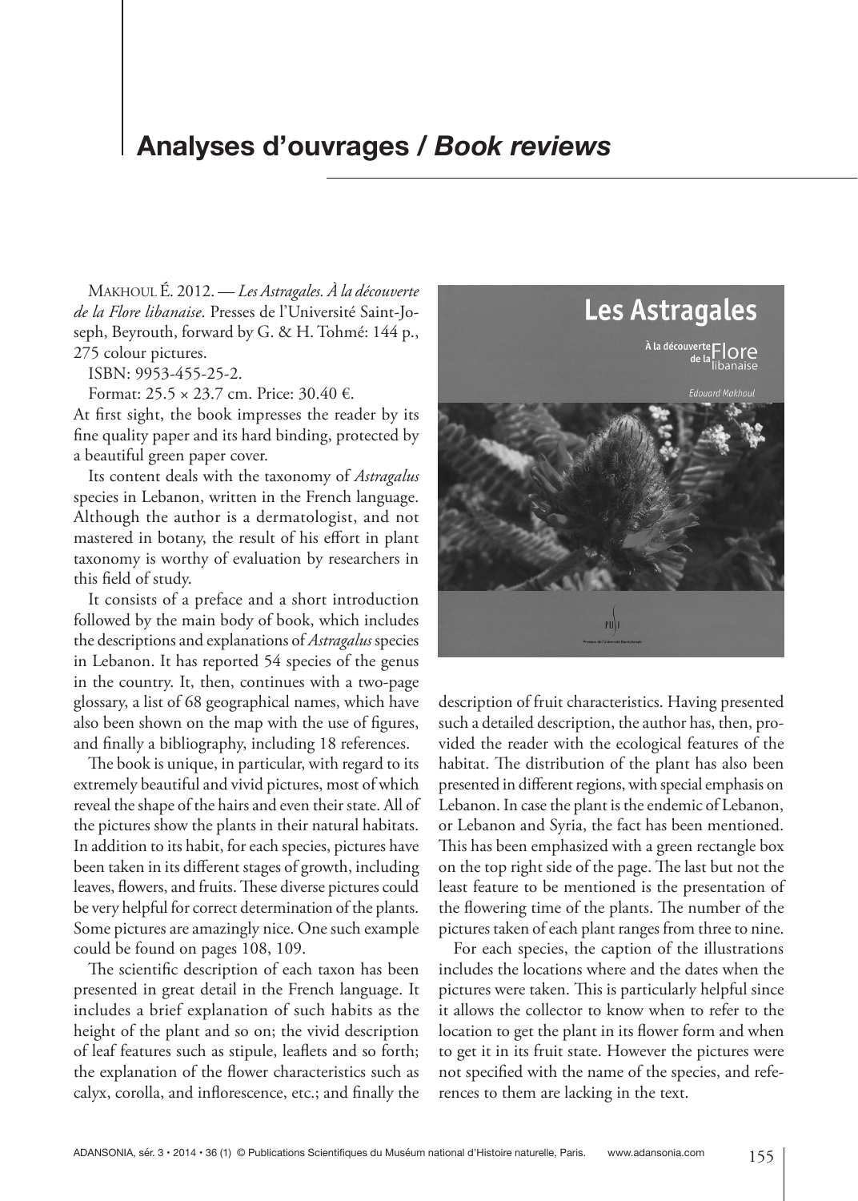# Analyses d'ouvrages / *Book reviews*

MAKHOUL É. 2012. — *Les Astragales. À la découverte de la Flore libanaise*. Presses de l'Université Saint-Joseph, Beyrouth, forward by G. & H. Tohmé: 144 p., 275 colour pictures.

ISBN: 9953-455-25-2.

Format: 25.5 × 23.7 cm. Price: 30.40 €.

At first sight, the book impresses the reader by its fine quality paper and its hard binding, protected by a beautiful green paper cover.

Its content deals with the taxonomy of *Astragalus* species in Lebanon, written in the French language. Although the author is a dermatologist, and not mastered in botany, the result of his effort in plant taxonomy is worthy of evaluation by researchers in this field of study.

It consists of a preface and a short introduction followed by the main body of book, which includes the descriptions and explanations of *Astragalus* species in Lebanon. It has reported 54 species of the genus in the country. It, then, continues with a two-page glossary, a list of 68 geographical names, which have also been shown on the map with the use of figures, and finally a bibliography, including 18 references.

The book is unique, in particular, with regard to its extremely beautiful and vivid pictures, most of which reveal the shape of the hairs and even their state. All of the pictures show the plants in their natural habitats. In addition to its habit, for each species, pictures have been taken in its different stages of growth, including leaves, flowers, and fruits. These diverse pictures could be very helpful for correct determination of the plants. Some pictures are amazingly nice. One such example could be found on pages 108, 109.

The scientific description of each taxon has been presented in great detail in the French language. It includes a brief explanation of such habits as the height of the plant and so on; the vivid description of leaf features such as stipule, leaflets and so forth; the explanation of the flower characteristics such as calyx, corolla, and inflorescence, etc.; and finally the description of fruit characteristics. Having presented such a detailed description, the author has, then, provided the reader with the ecological features of the habitat. The distribution of the plant has also been presented in different regions, with special emphasis on Lebanon. In case the plant is the endemic of Lebanon, or Lebanon and Syria, the fact has been mentioned. This has been emphasized with a green rectangle box on the top right side of the page. The last but not the least feature to be mentioned is the presentation of the flowering time of the plants. The number of the pictures taken of each plant ranges from three to nine.

For each species, the caption of the illustrations includes the locations where and the dates when the pictures were taken. This is particularly helpful since it allows the collector to know when to refer to the location to get the plant in its flower form and when to get it in its fruit state. However the pictures were not specified with the name of the species, and references to them are lacking in the text.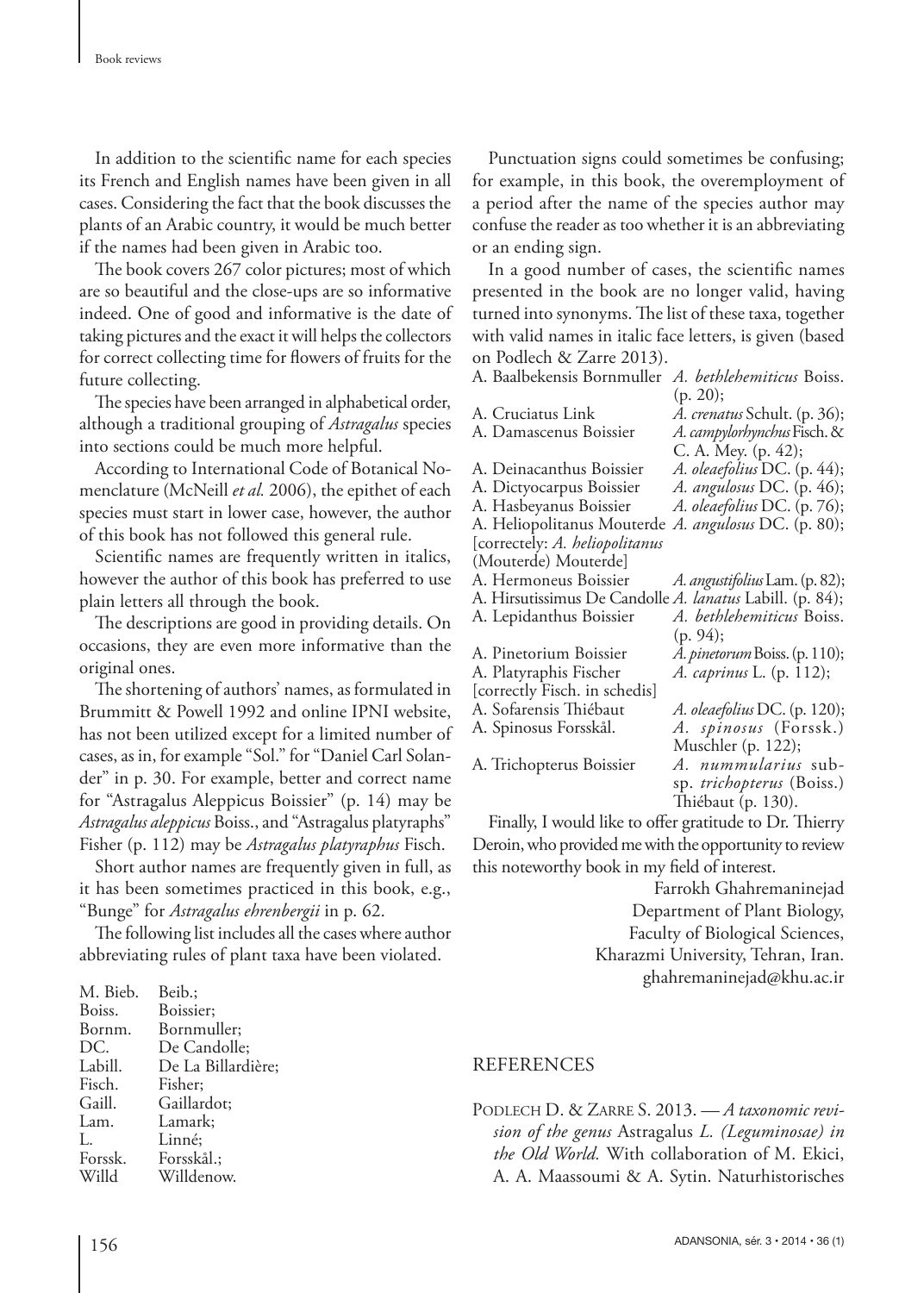In addition to the scientific name for each species its French and English names have been given in all cases. Considering the fact that the book discusses the plants of an Arabic country, it would be much better if the names had been given in Arabic too.

The book covers 267 color pictures; most of which are so beautiful and the close-ups are so informative indeed. One of good and informative is the date of taking pictures and the exact it will helps the collectors for correct collecting time for flowers of fruits for the future collecting.

The species have been arranged in alphabetical order, although a traditional grouping of *Astragalus* species into sections could be much more helpful.

According to International Code of Botanical Nomenclature (McNeill *et al.* 2006), the epithet of each species must start in lower case, however, the author of this book has not followed this general rule.

Scientific names are frequently written in italics, however the author of this book has preferred to use plain letters all through the book.

The descriptions are good in providing details. On occasions, they are even more informative than the original ones.

The shortening of authors' names, as formulated in Brummitt & Powell 1992 and online IPNI website, has not been utilized except for a limited number of cases, as in, for example "Sol." for "Daniel Carl Solander" in p. 30. For example, better and correct name for "Astragalus Aleppicus Boissier" (p. 14) may be *Astragalus aleppicus* Boiss., and "Astragalus platyraphs" Fisher (p. 112) may be *Astragalus platyraphus* Fisch.

Short author names are frequently given in full, as it has been sometimes practiced in this book, e.g., "Bunge" for *Astragalus ehrenbergii* in p. 62.

The following list includes all the cases where author abbreviating rules of plant taxa have been violated.

| | |
|---|---|
| M. Bieb. | Beib.; |
| Boiss. | Boissier; |
| Bornm. | Bornmuller; |
| DC. | De Candolle; |
| Labill. | De La Billardière; |
| Fisch. | Fisher; |
| Gaill. | Gaillardot; |
| Lam. | Lamark; |
| L. | Linné; |
| Forssk. | Forsskål.; |
| Willd | Willdenow. |

Punctuation signs could sometimes be confusing; for example, in this book, the overemployment of a period after the name of the species author may confuse the reader as too whether it is an abbreviating or an ending sign.

In a good number of cases, the scientific names presented in the book are no longer valid, having turned into synonyms. The list of these taxa, together with valid names in italic face letters, is given (based on Podlech & Zarre 2013).

| | |
|---|---|
| A. Baalbekensis Bornmuller | *A. bethlehemiticus* Boiss. (p. 20); |
| A. Cruciatus Link | *A. crenatus* Schult. (p. 36); |
| A. Damascenus Boissier | *A. campylorhynchus* Fisch. & C. A. Mey. (p. 42); |
| A. Deinacanthus Boissier | *A. oleaefolius* DC. (p. 44); |
| A. Dictyocarpus Boissier | *A. angulosus* DC. (p. 46); |
| A. Hasbeyanus Boissier | *A. oleaefolius* DC. (p. 76); |
| A. Heliopolitanus Mouterde [correctely: *A. heliopolitanus* (Mouterde) Mouterde] | *A. angulosus* DC. (p. 80); |
| A. Hermoneus Boissier | *A. angustifolius* Lam. (p. 82); |
| A. Hirsutissimus De Candolle | *A. lanatus* Labill. (p. 84); |
| A. Lepidanthus Boissier | *A. bethlehemiticus* Boiss. (p. 94); |
| A. Pinetorium Boissier | *A. pinetorum* Boiss. (p. 110); |
| A. Platyraphis Fischer [correctly Fisch. in schedis] | *A. caprinus* L. (p. 112); |
| A. Sofarensis Thiébaut | *A. oleaefolius* DC. (p. 120); |
| A. Spinosus Forsskål. | *A. spinosus* (Forssk.) Muschler (p. 122); |
| A. Trichopterus Boissier | *A. nummularius* subsp. *trichopterus* (Boiss.) Thiébaut (p. 130). |

Finally, I would like to offer gratitude to Dr. Thierry Deroin, who provided me with the opportunity to review this noteworthy book in my field of interest.

Farrokh Ghahremaninejad
Department of Plant Biology,
Faculty of Biological Sciences,
Kharazmi University, Tehran, Iran.
ghahremaninejad@khu.ac.ir

## REFERENCES

Podlech D. & Zarre S. 2013. — *A taxonomic revision of the genus* Astragalus *L. (Leguminosae) in the Old World.* With collaboration of M. Ekici, A. A. Maassoumi & A. Sytin. Naturhistorisches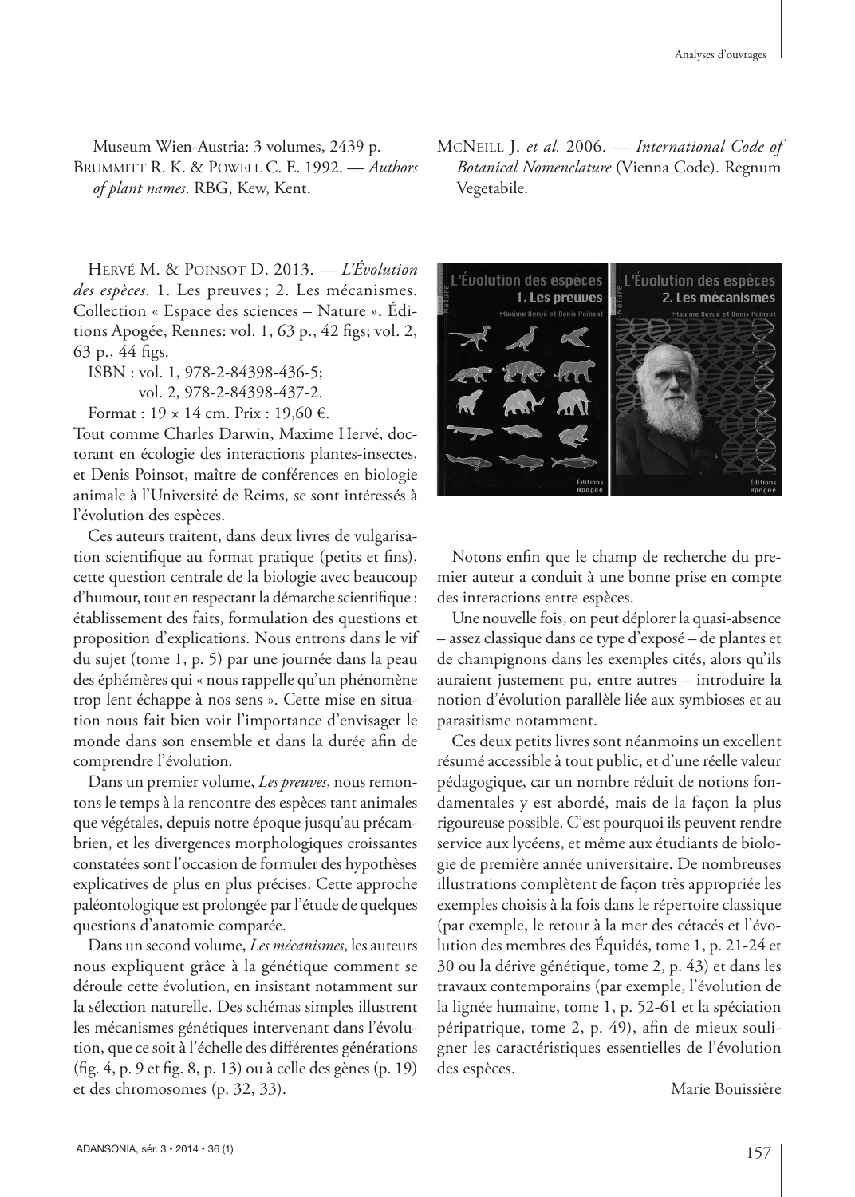Museum Wien-Austria: 3 volumes, 2439 p.

BRUMMITT R. K. & POWELL C. E. 1992. — *Authors of plant names*. RBG, Kew, Kent.

MCNEILL J. *et al.* 2006. — *International Code of Botanical Nomenclature* (Vienna Code). Regnum Vegetabile.

HERVÉ M. & POINSOT D. 2013. — *L'Évolution des espèces*. 1. Les preuves ; 2. Les mécanismes. Collection « Espace des sciences – Nature ». Éditions Apogée, Rennes: vol. 1, 63 p., 42 figs; vol. 2, 63 p., 44 figs.

ISBN : vol. 1, 978-2-84398-436-5;
vol. 2, 978-2-84398-437-2.

Format : 19 × 14 cm. Prix : 19,60 €.

Tout comme Charles Darwin, Maxime Hervé, doctorant en écologie des interactions plantes-insectes, et Denis Poinsot, maître de conférences en biologie animale à l'Université de Reims, se sont intéressés à l'évolution des espèces.

Ces auteurs traitent, dans deux livres de vulgarisation scientifique au format pratique (petits et fins), cette question centrale de la biologie avec beaucoup d'humour, tout en respectant la démarche scientifique : établissement des faits, formulation des questions et proposition d'explications. Nous entrons dans le vif du sujet (tome 1, p. 5) par une journée dans la peau des éphémères qui « nous rappelle qu'un phénomène trop lent échappe à nos sens ». Cette mise en situation nous fait bien voir l'importance d'envisager le monde dans son ensemble et dans la durée afin de comprendre l'évolution.

Dans un premier volume, *Les preuves*, nous remontons le temps à la rencontre des espèces tant animales que végétales, depuis notre époque jusqu'au précambrien, et les divergences morphologiques croissantes constatées sont l'occasion de formuler des hypothèses explicatives de plus en plus précises. Cette approche paléontologique est prolongée par l'étude de quelques questions d'anatomie comparée.

Dans un second volume, *Les mécanismes*, les auteurs nous expliquent grâce à la génétique comment se déroule cette évolution, en insistant notamment sur la sélection naturelle. Des schémas simples illustrent les mécanismes génétiques intervenant dans l'évolution, que ce soit à l'échelle des différentes générations (fig. 4, p. 9 et fig. 8, p. 13) ou à celle des gènes (p. 19) et des chromosomes (p. 32, 33).

Notons enfin que le champ de recherche du premier auteur a conduit à une bonne prise en compte des interactions entre espèces.

Une nouvelle fois, on peut déplorer la quasi-absence – assez classique dans ce type d'exposé – de plantes et de champignons dans les exemples cités, alors qu'ils auraient justement pu, entre autres – introduire la notion d'évolution parallèle liée aux symbioses et au parasitisme notamment.

Ces deux petits livres sont néanmoins un excellent résumé accessible à tout public, et d'une réelle valeur pédagogique, car un nombre réduit de notions fondamentales y est abordé, mais de la façon la plus rigoureuse possible. C'est pourquoi ils peuvent rendre service aux lycéens, et même aux étudiants de biologie de première année universitaire. De nombreuses illustrations complètent de façon très appropriée les exemples choisis à la fois dans le répertoire classique (par exemple, le retour à la mer des cétacés et l'évolution des membres des Équidés, tome 1, p. 21-24 et 30 ou la dérive génétique, tome 2, p. 43) et dans les travaux contemporains (par exemple, l'évolution de la lignée humaine, tome 1, p. 52-61 et la spéciation péripatrique, tome 2, p. 49), afin de mieux souligner les caractéristiques essentielles de l'évolution des espèces.

Marie Bouissière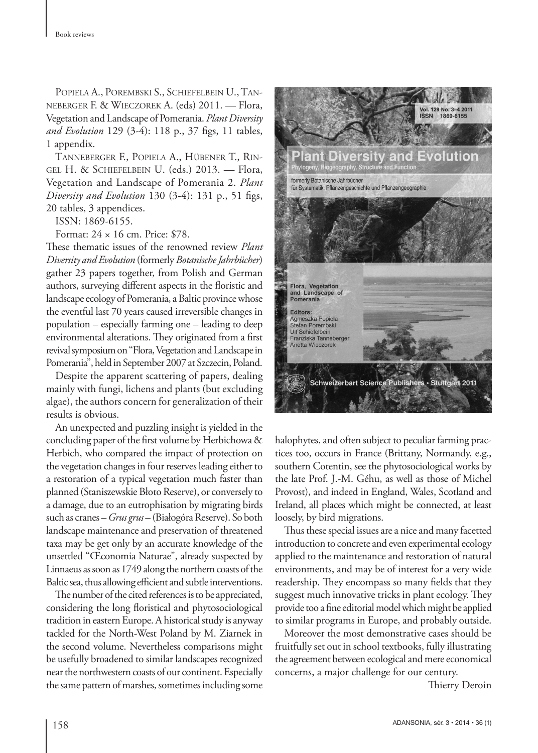Popiela A., Porembski S., Schiefelbein U., Tanneberger F. & Wieczorek A. (eds) 2011. — Flora, Vegetation and Landscape of Pomerania. *Plant Diversity and Evolution* 129 (3-4): 118 p., 37 figs, 11 tables, 1 appendix.

Tanneberger F., Popiela A., Hübener T., Ringel H. & Schiefelbein U. (eds.) 2013. — Flora, Vegetation and Landscape of Pomerania 2. *Plant Diversity and Evolution* 130 (3-4): 131 p., 51 figs, 20 tables, 3 appendices.

ISSN: 1869-6155.

Format: 24 × 16 cm. Price: $78.

These thematic issues of the renowned review *Plant Diversity and Evolution* (formerly *Botanische Jahrbücher*) gather 23 papers together, from Polish and German authors, surveying different aspects in the floristic and landscape ecology of Pomerania, a Baltic province whose the eventful last 70 years caused irreversible changes in population – especially farming one – leading to deep environmental alterations. They originated from a first revival symposium on "Flora, Vegetation and Landscape in Pomerania", held in September 2007 at Szczecin, Poland.

Despite the apparent scattering of papers, dealing mainly with fungi, lichens and plants (but excluding algae), the authors concern for generalization of their results is obvious.

An unexpected and puzzling insight is yielded in the concluding paper of the first volume by Herbichowa & Herbich, who compared the impact of protection on the vegetation changes in four reserves leading either to a restoration of a typical vegetation much faster than planned (Staniszewskie Błoto Reserve), or conversely to a damage, due to an eutrophisation by migrating birds such as cranes – *Grus grus* – (Białogóra Reserve). So both landscape maintenance and preservation of threatened taxa may be get only by an accurate knowledge of the unsettled "Œconomia Naturae", already suspected by Linnaeus as soon as 1749 along the northern coasts of the Baltic sea, thus allowing efficient and subtle interventions.

The number of the cited references is to be appreciated, considering the long floristical and phytosociological tradition in eastern Europe. A historical study is anyway tackled for the North-West Poland by M. Ziarnek in the second volume. Nevertheless comparisons might be usefully broadened to similar landscapes recognized near the northwestern coasts of our continent. Especially the same pattern of marshes, sometimes including some halophytes, and often subject to peculiar farming practices too, occurs in France (Brittany, Normandy, e.g., southern Cotentin, see the phytosociological works by the late Prof. J.-M. Géhu, as well as those of Michel Provost), and indeed in England, Wales, Scotland and Ireland, all places which might be connected, at least loosely, by bird migrations.

Thus these special issues are a nice and many facetted introduction to concrete and even experimental ecology applied to the maintenance and restoration of natural environments, and may be of interest for a very wide readership. They encompass so many fields that they suggest much innovative tricks in plant ecology. They provide too a fine editorial model which might be applied to similar programs in Europe, and probably outside.

Moreover the most demonstrative cases should be fruitfully set out in school textbooks, fully illustrating the agreement between ecological and mere economical concerns, a major challenge for our century.

Thierry Deroin